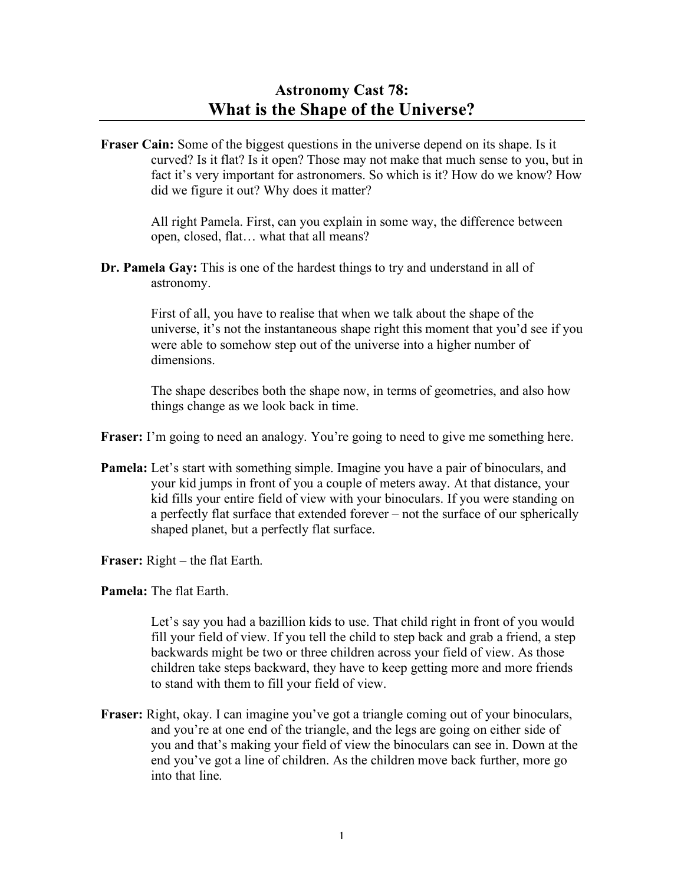# Astronomy Cast 78:
## What is the Shape of the Universe?

**Fraser Cain:** Some of the biggest questions in the universe depend on its shape. Is it curved? Is it flat? Is it open? Those may not make that much sense to you, but in fact it's very important for astronomers. So which is it? How do we know? How did we figure it out? Why does it matter?

All right Pamela. First, can you explain in some way, the difference between open, closed, flat… what that all means?

**Dr. Pamela Gay:** This is one of the hardest things to try and understand in all of astronomy.

First of all, you have to realise that when we talk about the shape of the universe, it's not the instantaneous shape right this moment that you'd see if you were able to somehow step out of the universe into a higher number of dimensions.

The shape describes both the shape now, in terms of geometries, and also how things change as we look back in time.

**Fraser:** I'm going to need an analogy. You're going to need to give me something here.

**Pamela:** Let's start with something simple. Imagine you have a pair of binoculars, and your kid jumps in front of you a couple of meters away. At that distance, your kid fills your entire field of view with your binoculars. If you were standing on a perfectly flat surface that extended forever – not the surface of our spherically shaped planet, but a perfectly flat surface.

**Fraser:** Right – the flat Earth.

**Pamela:** The flat Earth.

Let's say you had a bazillion kids to use. That child right in front of you would fill your field of view. If you tell the child to step back and grab a friend, a step backwards might be two or three children across your field of view. As those children take steps backward, they have to keep getting more and more friends to stand with them to fill your field of view.

**Fraser:** Right, okay. I can imagine you've got a triangle coming out of your binoculars, and you're at one end of the triangle, and the legs are going on either side of you and that's making your field of view the binoculars can see in. Down at the end you've got a line of children. As the children move back further, more go into that line.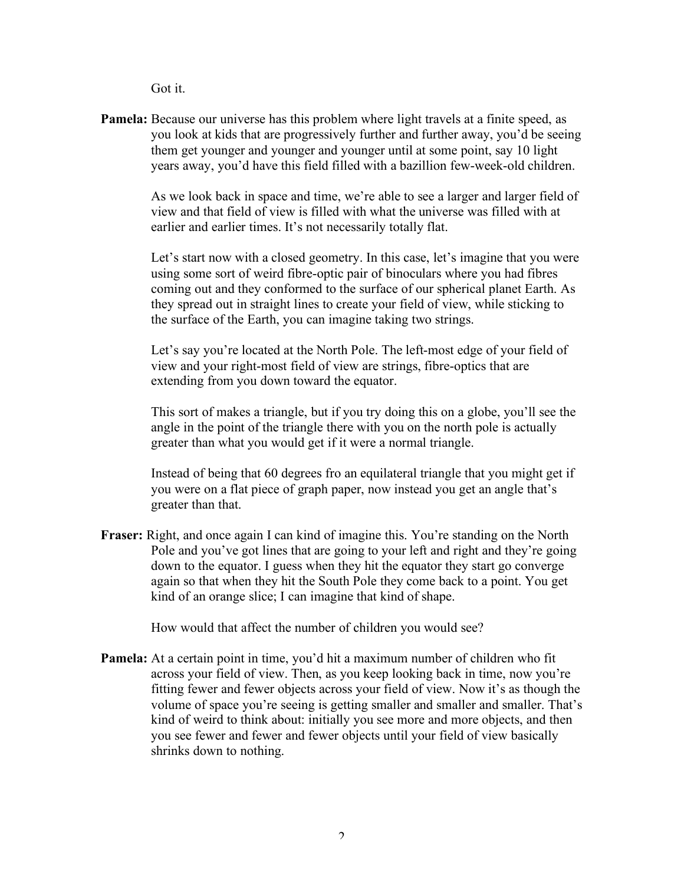Got it.

**Pamela:** Because our universe has this problem where light travels at a finite speed, as you look at kids that are progressively further and further away, you'd be seeing them get younger and younger and younger until at some point, say 10 light years away, you'd have this field filled with a bazillion few-week-old children.

As we look back in space and time, we're able to see a larger and larger field of view and that field of view is filled with what the universe was filled with at earlier and earlier times. It's not necessarily totally flat.

Let's start now with a closed geometry. In this case, let's imagine that you were using some sort of weird fibre-optic pair of binoculars where you had fibres coming out and they conformed to the surface of our spherical planet Earth. As they spread out in straight lines to create your field of view, while sticking to the surface of the Earth, you can imagine taking two strings.

Let's say you're located at the North Pole. The left-most edge of your field of view and your right-most field of view are strings, fibre-optics that are extending from you down toward the equator.

This sort of makes a triangle, but if you try doing this on a globe, you'll see the angle in the point of the triangle there with you on the north pole is actually greater than what you would get if it were a normal triangle.

Instead of being that 60 degrees fro an equilateral triangle that you might get if you were on a flat piece of graph paper, now instead you get an angle that's greater than that.

**Fraser:** Right, and once again I can kind of imagine this. You're standing on the North Pole and you've got lines that are going to your left and right and they're going down to the equator. I guess when they hit the equator they start go converge again so that when they hit the South Pole they come back to a point. You get kind of an orange slice; I can imagine that kind of shape.

How would that affect the number of children you would see?

**Pamela:** At a certain point in time, you'd hit a maximum number of children who fit across your field of view. Then, as you keep looking back in time, now you're fitting fewer and fewer objects across your field of view. Now it's as though the volume of space you're seeing is getting smaller and smaller and smaller. That's kind of weird to think about: initially you see more and more objects, and then you see fewer and fewer and fewer objects until your field of view basically shrinks down to nothing.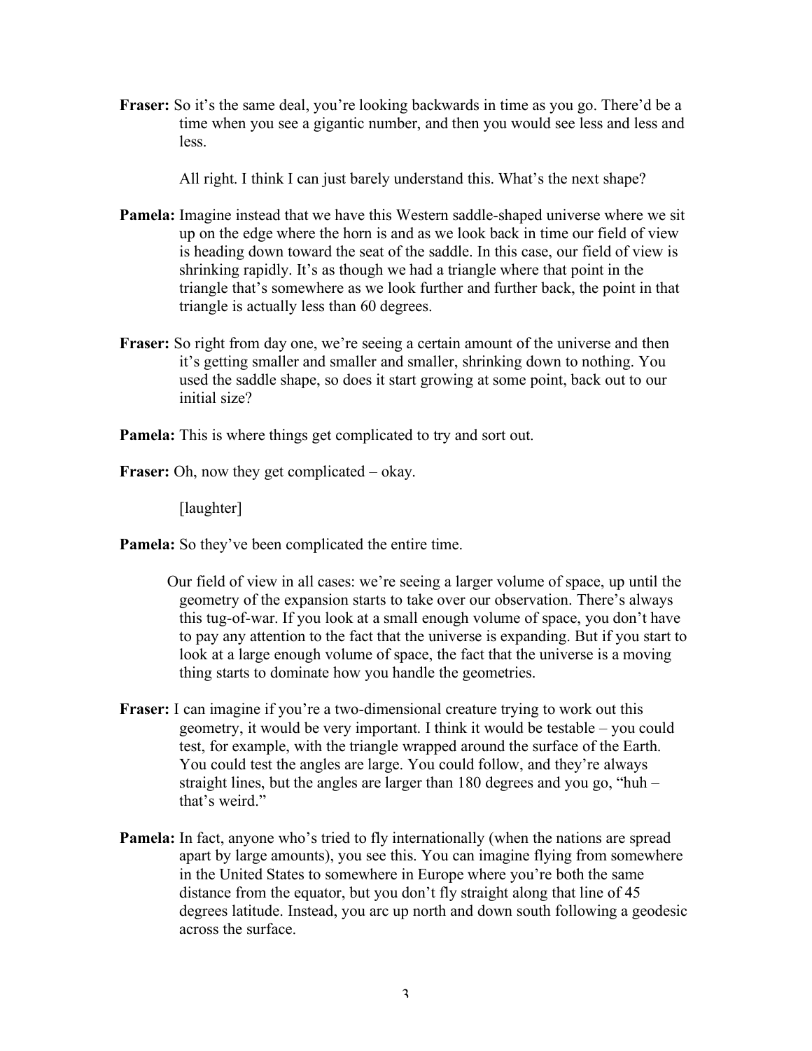**Fraser:** So it's the same deal, you're looking backwards in time as you go. There'd be a time when you see a gigantic number, and then you would see less and less and less.

All right. I think I can just barely understand this. What's the next shape?

**Pamela:** Imagine instead that we have this Western saddle-shaped universe where we sit up on the edge where the horn is and as we look back in time our field of view is heading down toward the seat of the saddle. In this case, our field of view is shrinking rapidly. It's as though we had a triangle where that point in the triangle that's somewhere as we look further and further back, the point in that triangle is actually less than 60 degrees.

**Fraser:** So right from day one, we're seeing a certain amount of the universe and then it's getting smaller and smaller and smaller, shrinking down to nothing. You used the saddle shape, so does it start growing at some point, back out to our initial size?

**Pamela:** This is where things get complicated to try and sort out.

**Fraser:** Oh, now they get complicated – okay.

[laughter]

**Pamela:** So they've been complicated the entire time.

Our field of view in all cases: we're seeing a larger volume of space, up until the geometry of the expansion starts to take over our observation. There's always this tug-of-war. If you look at a small enough volume of space, you don't have to pay any attention to the fact that the universe is expanding. But if you start to look at a large enough volume of space, the fact that the universe is a moving thing starts to dominate how you handle the geometries.

**Fraser:** I can imagine if you're a two-dimensional creature trying to work out this geometry, it would be very important. I think it would be testable – you could test, for example, with the triangle wrapped around the surface of the Earth. You could test the angles are large. You could follow, and they're always straight lines, but the angles are larger than 180 degrees and you go, "huh – that's weird."

**Pamela:** In fact, anyone who's tried to fly internationally (when the nations are spread apart by large amounts), you see this. You can imagine flying from somewhere in the United States to somewhere in Europe where you're both the same distance from the equator, but you don't fly straight along that line of 45 degrees latitude. Instead, you arc up north and down south following a geodesic across the surface.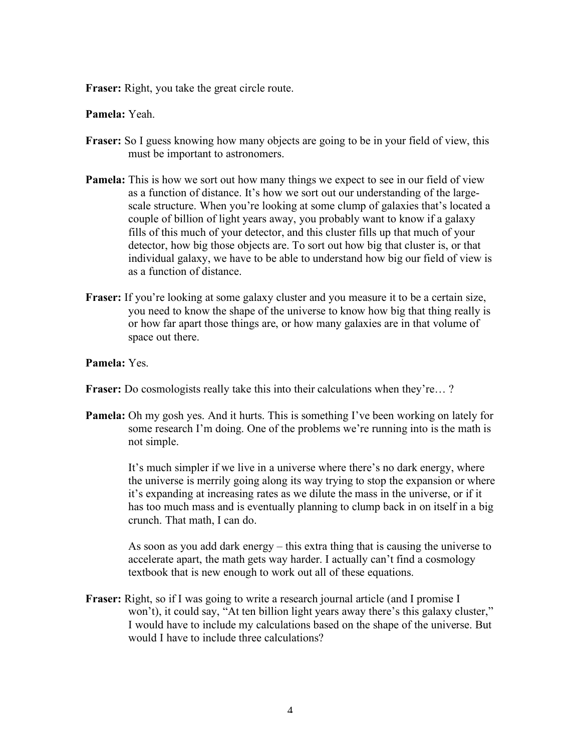**Fraser:** Right, you take the great circle route.

**Pamela:** Yeah.

**Fraser:** So I guess knowing how many objects are going to be in your field of view, this must be important to astronomers.

**Pamela:** This is how we sort out how many things we expect to see in our field of view as a function of distance. It's how we sort out our understanding of the large-scale structure. When you're looking at some clump of galaxies that's located a couple of billion of light years away, you probably want to know if a galaxy fills of this much of your detector, and this cluster fills up that much of your detector, how big those objects are. To sort out how big that cluster is, or that individual galaxy, we have to be able to understand how big our field of view is as a function of distance.

**Fraser:** If you're looking at some galaxy cluster and you measure it to be a certain size, you need to know the shape of the universe to know how big that thing really is or how far apart those things are, or how many galaxies are in that volume of space out there.

**Pamela:** Yes.

**Fraser:** Do cosmologists really take this into their calculations when they're… ?

**Pamela:** Oh my gosh yes. And it hurts. This is something I've been working on lately for some research I'm doing. One of the problems we're running into is the math is not simple.

It's much simpler if we live in a universe where there's no dark energy, where the universe is merrily going along its way trying to stop the expansion or where it's expanding at increasing rates as we dilute the mass in the universe, or if it has too much mass and is eventually planning to clump back in on itself in a big crunch. That math, I can do.

As soon as you add dark energy – this extra thing that is causing the universe to accelerate apart, the math gets way harder. I actually can't find a cosmology textbook that is new enough to work out all of these equations.

**Fraser:** Right, so if I was going to write a research journal article (and I promise I won't), it could say, "At ten billion light years away there's this galaxy cluster," I would have to include my calculations based on the shape of the universe. But would I have to include three calculations?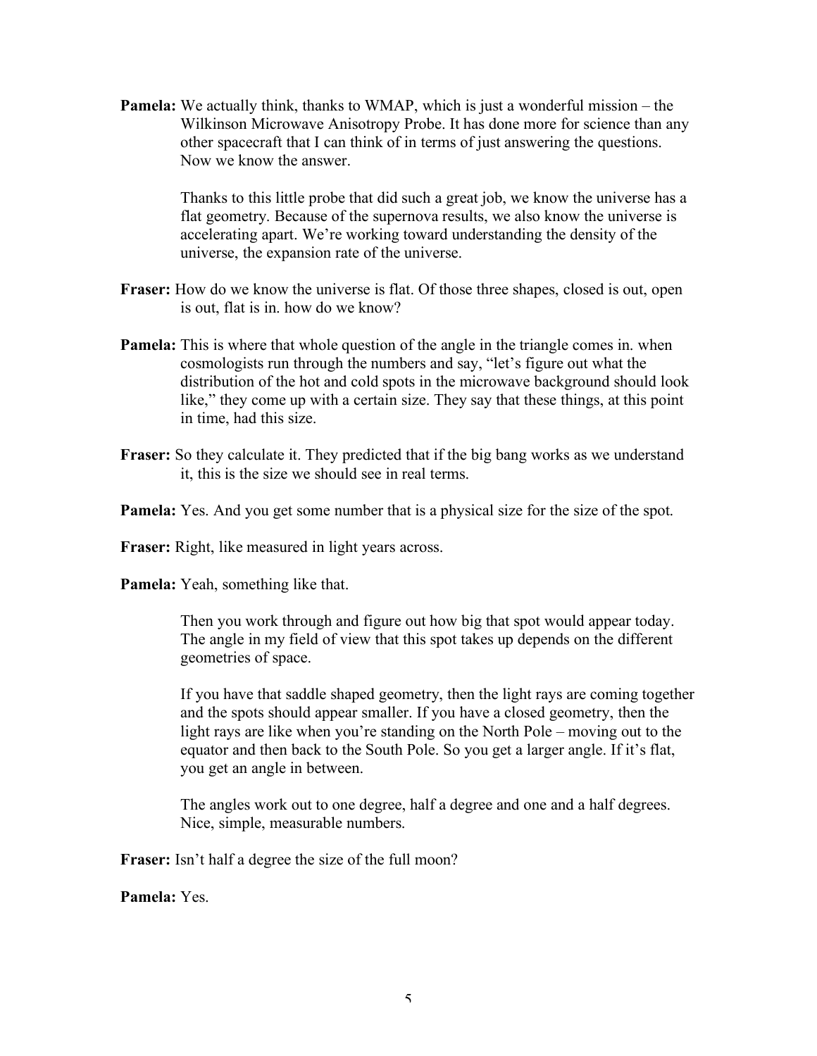**Pamela:** We actually think, thanks to WMAP, which is just a wonderful mission – the Wilkinson Microwave Anisotropy Probe. It has done more for science than any other spacecraft that I can think of in terms of just answering the questions. Now we know the answer.

Thanks to this little probe that did such a great job, we know the universe has a flat geometry. Because of the supernova results, we also know the universe is accelerating apart. We're working toward understanding the density of the universe, the expansion rate of the universe.

**Fraser:** How do we know the universe is flat. Of those three shapes, closed is out, open is out, flat is in. how do we know?

**Pamela:** This is where that whole question of the angle in the triangle comes in. when cosmologists run through the numbers and say, "let's figure out what the distribution of the hot and cold spots in the microwave background should look like," they come up with a certain size. They say that these things, at this point in time, had this size.

**Fraser:** So they calculate it. They predicted that if the big bang works as we understand it, this is the size we should see in real terms.

**Pamela:** Yes. And you get some number that is a physical size for the size of the spot.

**Fraser:** Right, like measured in light years across.

**Pamela:** Yeah, something like that.

Then you work through and figure out how big that spot would appear today. The angle in my field of view that this spot takes up depends on the different geometries of space.

If you have that saddle shaped geometry, then the light rays are coming together and the spots should appear smaller. If you have a closed geometry, then the light rays are like when you're standing on the North Pole – moving out to the equator and then back to the South Pole. So you get a larger angle. If it's flat, you get an angle in between.

The angles work out to one degree, half a degree and one and a half degrees. Nice, simple, measurable numbers.

**Fraser:** Isn't half a degree the size of the full moon?

**Pamela:** Yes.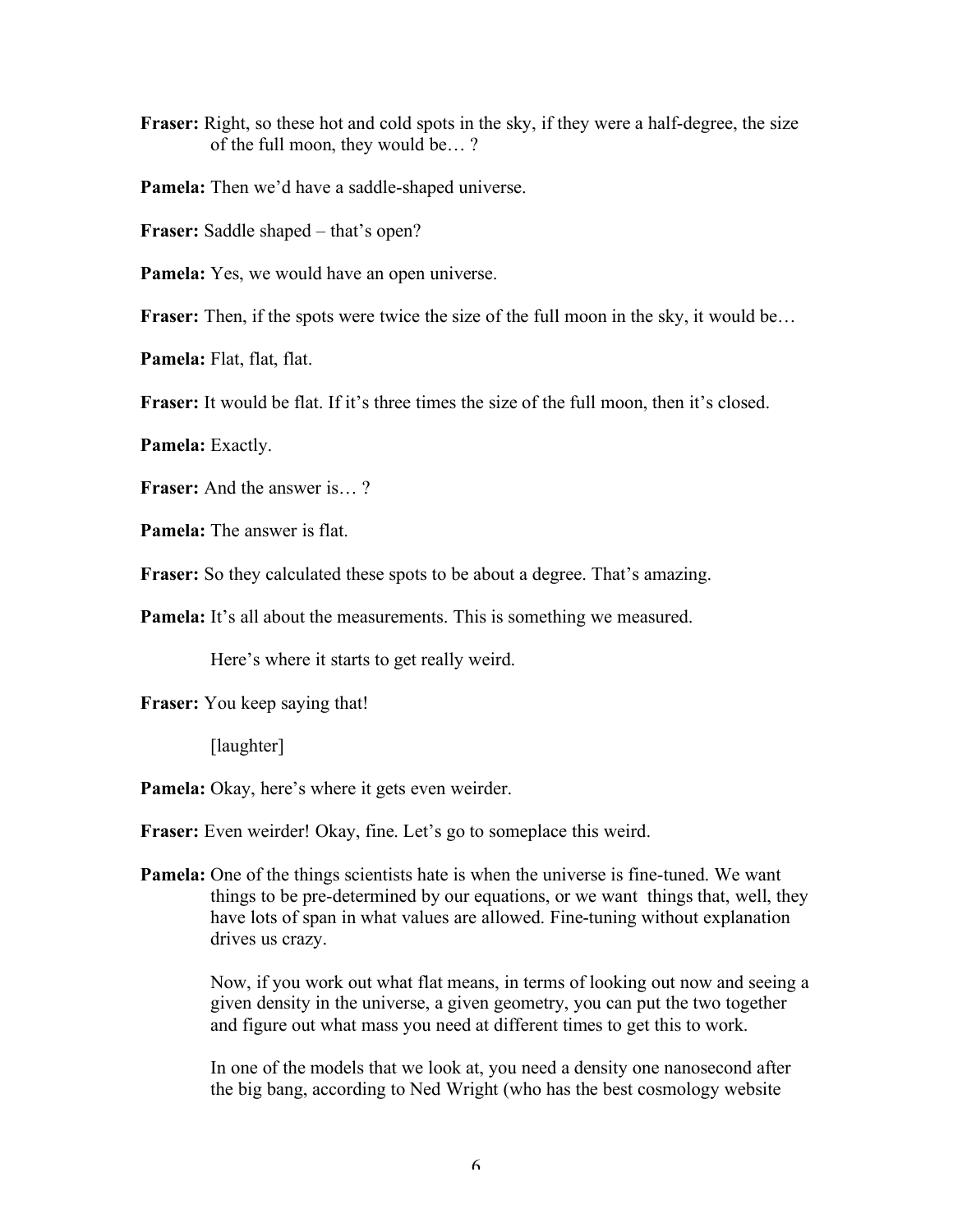**Fraser:** Right, so these hot and cold spots in the sky, if they were a half-degree, the size of the full moon, they would be… ?

**Pamela:** Then we'd have a saddle-shaped universe.

**Fraser:** Saddle shaped – that's open?

**Pamela:** Yes, we would have an open universe.

**Fraser:** Then, if the spots were twice the size of the full moon in the sky, it would be…

**Pamela:** Flat, flat, flat.

**Fraser:** It would be flat. If it's three times the size of the full moon, then it's closed.

**Pamela:** Exactly.

**Fraser:** And the answer is… ?

**Pamela:** The answer is flat.

**Fraser:** So they calculated these spots to be about a degree. That's amazing.

**Pamela:** It's all about the measurements. This is something we measured.

Here's where it starts to get really weird.

**Fraser:** You keep saying that!

[laughter]

**Pamela:** Okay, here's where it gets even weirder.

**Fraser:** Even weirder! Okay, fine. Let's go to someplace this weird.

**Pamela:** One of the things scientists hate is when the universe is fine-tuned. We want things to be pre-determined by our equations, or we want things that, well, they have lots of span in what values are allowed. Fine-tuning without explanation drives us crazy.

Now, if you work out what flat means, in terms of looking out now and seeing a given density in the universe, a given geometry, you can put the two together and figure out what mass you need at different times to get this to work.

In one of the models that we look at, you need a density one nanosecond after the big bang, according to Ned Wright (who has the best cosmology website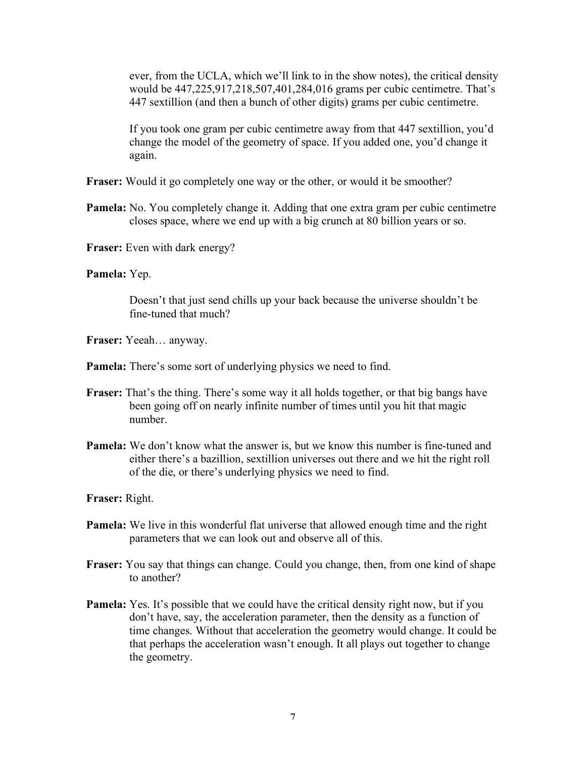ever, from the UCLA, which we'll link to in the show notes), the critical density would be 447,225,917,218,507,401,284,016 grams per cubic centimetre. That's 447 sextillion (and then a bunch of other digits) grams per cubic centimetre.

If you took one gram per cubic centimetre away from that 447 sextillion, you'd change the model of the geometry of space. If you added one, you'd change it again.

**Fraser:** Would it go completely one way or the other, or would it be smoother?

**Pamela:** No. You completely change it. Adding that one extra gram per cubic centimetre closes space, where we end up with a big crunch at 80 billion years or so.

**Fraser:** Even with dark energy?

**Pamela:** Yep.

Doesn't that just send chills up your back because the universe shouldn't be fine-tuned that much?

**Fraser:** Yeeah… anyway.

**Pamela:** There's some sort of underlying physics we need to find.

**Fraser:** That's the thing. There's some way it all holds together, or that big bangs have been going off on nearly infinite number of times until you hit that magic number.

**Pamela:** We don't know what the answer is, but we know this number is fine-tuned and either there's a bazillion, sextillion universes out there and we hit the right roll of the die, or there's underlying physics we need to find.

**Fraser:** Right.

**Pamela:** We live in this wonderful flat universe that allowed enough time and the right parameters that we can look out and observe all of this.

**Fraser:** You say that things can change. Could you change, then, from one kind of shape to another?

**Pamela:** Yes. It's possible that we could have the critical density right now, but if you don't have, say, the acceleration parameter, then the density as a function of time changes. Without that acceleration the geometry would change. It could be that perhaps the acceleration wasn't enough. It all plays out together to change the geometry.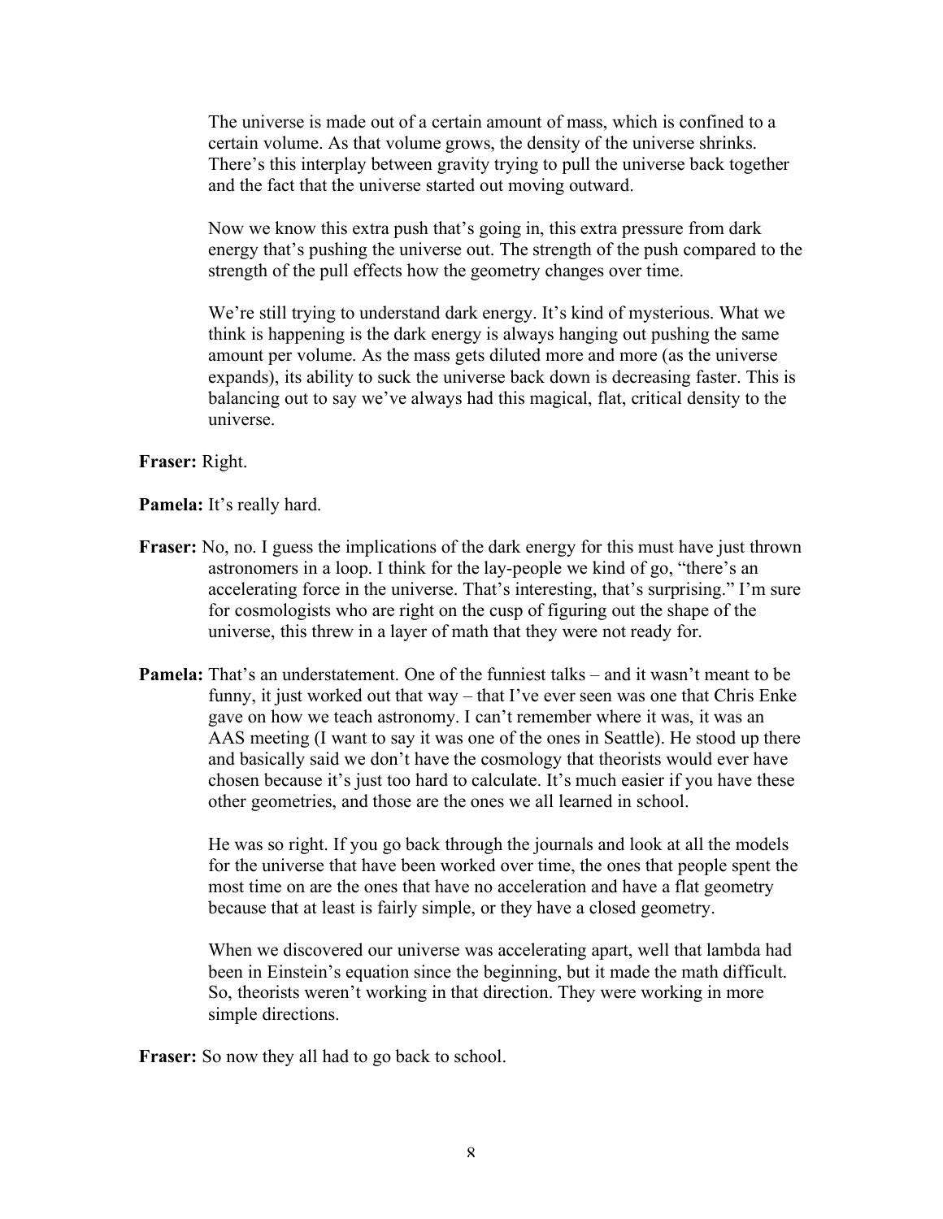The universe is made out of a certain amount of mass, which is confined to a certain volume. As that volume grows, the density of the universe shrinks. There's this interplay between gravity trying to pull the universe back together and the fact that the universe started out moving outward.

Now we know this extra push that's going in, this extra pressure from dark energy that's pushing the universe out. The strength of the push compared to the strength of the pull effects how the geometry changes over time.

We're still trying to understand dark energy. It's kind of mysterious. What we think is happening is the dark energy is always hanging out pushing the same amount per volume. As the mass gets diluted more and more (as the universe expands), its ability to suck the universe back down is decreasing faster. This is balancing out to say we've always had this magical, flat, critical density to the universe.

**Fraser:** Right.

**Pamela:** It's really hard.

**Fraser:** No, no. I guess the implications of the dark energy for this must have just thrown astronomers in a loop. I think for the lay-people we kind of go, "there's an accelerating force in the universe. That's interesting, that's surprising." I'm sure for cosmologists who are right on the cusp of figuring out the shape of the universe, this threw in a layer of math that they were not ready for.

**Pamela:** That's an understatement. One of the funniest talks – and it wasn't meant to be funny, it just worked out that way – that I've ever seen was one that Chris Enke gave on how we teach astronomy. I can't remember where it was, it was an AAS meeting (I want to say it was one of the ones in Seattle). He stood up there and basically said we don't have the cosmology that theorists would ever have chosen because it's just too hard to calculate. It's much easier if you have these other geometries, and those are the ones we all learned in school.

He was so right. If you go back through the journals and look at all the models for the universe that have been worked over time, the ones that people spent the most time on are the ones that have no acceleration and have a flat geometry because that at least is fairly simple, or they have a closed geometry.

When we discovered our universe was accelerating apart, well that lambda had been in Einstein's equation since the beginning, but it made the math difficult. So, theorists weren't working in that direction. They were working in more simple directions.

**Fraser:** So now they all had to go back to school.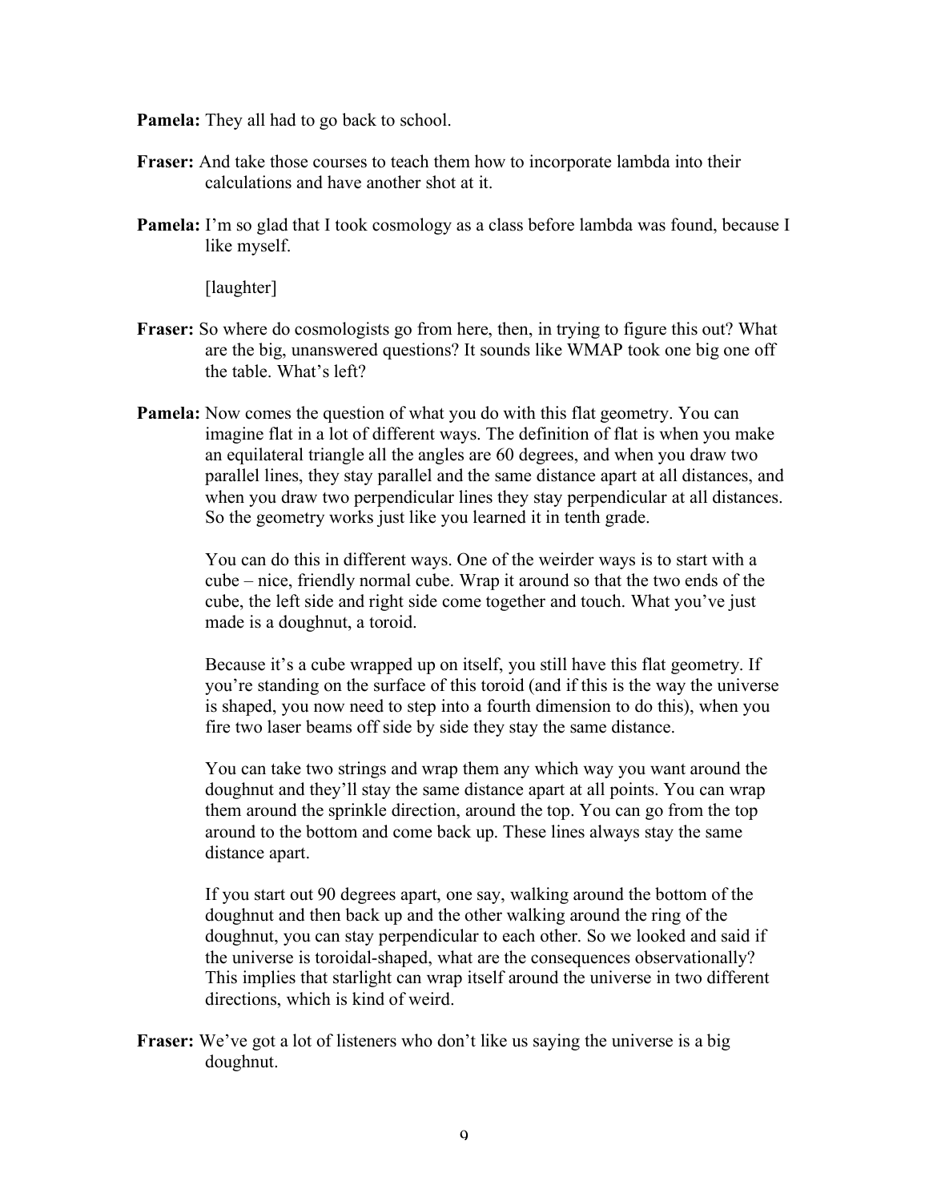**Pamela:** They all had to go back to school.

**Fraser:** And take those courses to teach them how to incorporate lambda into their calculations and have another shot at it.

**Pamela:** I'm so glad that I took cosmology as a class before lambda was found, because I like myself.

[laughter]

**Fraser:** So where do cosmologists go from here, then, in trying to figure this out? What are the big, unanswered questions? It sounds like WMAP took one big one off the table. What's left?

**Pamela:** Now comes the question of what you do with this flat geometry. You can imagine flat in a lot of different ways. The definition of flat is when you make an equilateral triangle all the angles are 60 degrees, and when you draw two parallel lines, they stay parallel and the same distance apart at all distances, and when you draw two perpendicular lines they stay perpendicular at all distances. So the geometry works just like you learned it in tenth grade.

You can do this in different ways. One of the weirder ways is to start with a cube – nice, friendly normal cube. Wrap it around so that the two ends of the cube, the left side and right side come together and touch. What you've just made is a doughnut, a toroid.

Because it's a cube wrapped up on itself, you still have this flat geometry. If you're standing on the surface of this toroid (and if this is the way the universe is shaped, you now need to step into a fourth dimension to do this), when you fire two laser beams off side by side they stay the same distance.

You can take two strings and wrap them any which way you want around the doughnut and they'll stay the same distance apart at all points. You can wrap them around the sprinkle direction, around the top. You can go from the top around to the bottom and come back up. These lines always stay the same distance apart.

If you start out 90 degrees apart, one say, walking around the bottom of the doughnut and then back up and the other walking around the ring of the doughnut, you can stay perpendicular to each other. So we looked and said if the universe is toroidal-shaped, what are the consequences observationally? This implies that starlight can wrap itself around the universe in two different directions, which is kind of weird.

**Fraser:** We've got a lot of listeners who don't like us saying the universe is a big doughnut.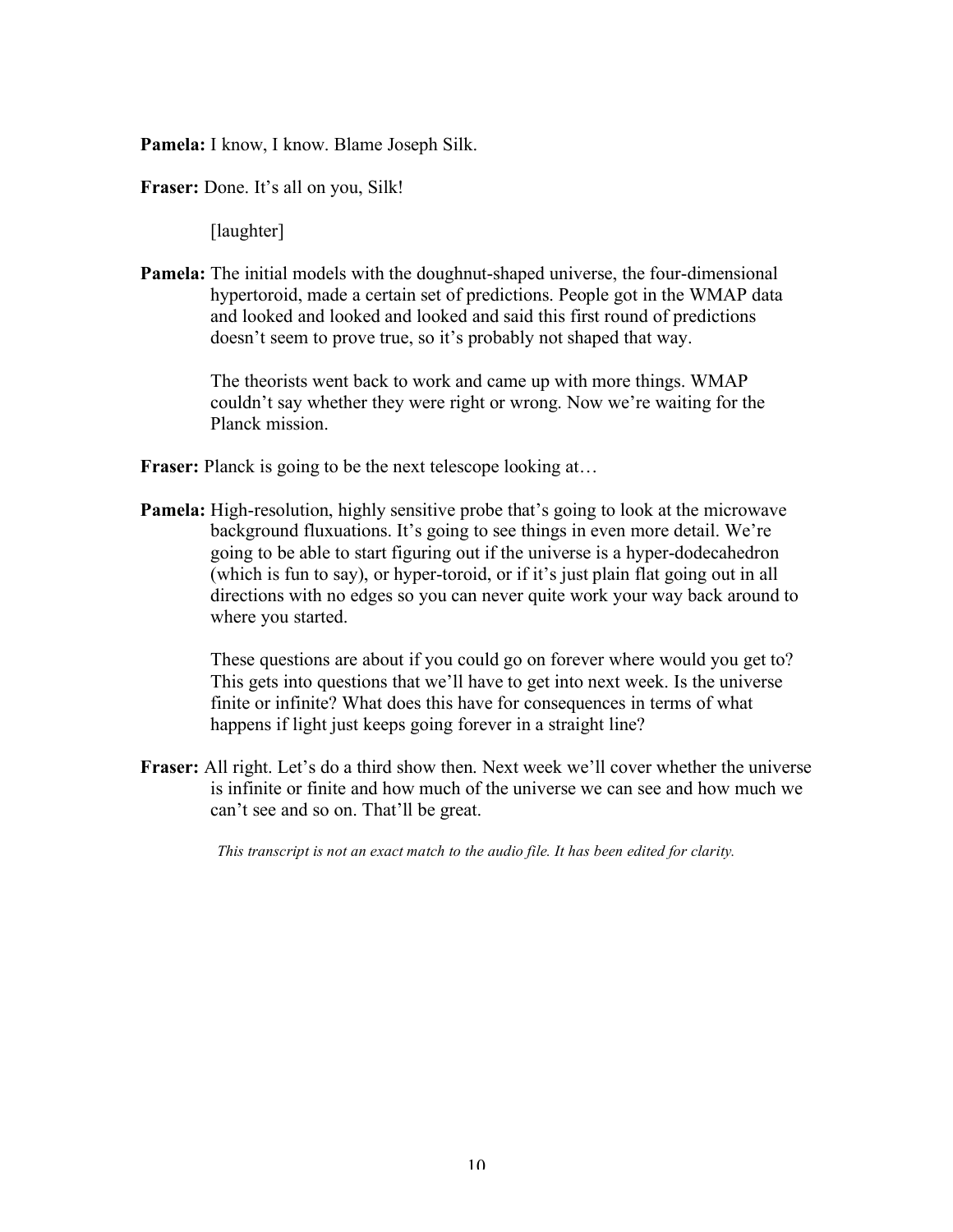**Pamela:** I know, I know. Blame Joseph Silk.

**Fraser:** Done. It's all on you, Silk!

[laughter]

**Pamela:** The initial models with the doughnut-shaped universe, the four-dimensional hypertoroid, made a certain set of predictions. People got in the WMAP data and looked and looked and looked and said this first round of predictions doesn't seem to prove true, so it's probably not shaped that way.

The theorists went back to work and came up with more things. WMAP couldn't say whether they were right or wrong. Now we're waiting for the Planck mission.

**Fraser:** Planck is going to be the next telescope looking at…

**Pamela:** High-resolution, highly sensitive probe that's going to look at the microwave background fluxuations. It's going to see things in even more detail. We're going to be able to start figuring out if the universe is a hyper-dodecahedron (which is fun to say), or hyper-toroid, or if it's just plain flat going out in all directions with no edges so you can never quite work your way back around to where you started.

These questions are about if you could go on forever where would you get to? This gets into questions that we'll have to get into next week. Is the universe finite or infinite? What does this have for consequences in terms of what happens if light just keeps going forever in a straight line?

**Fraser:** All right. Let's do a third show then. Next week we'll cover whether the universe is infinite or finite and how much of the universe we can see and how much we can't see and so on. That'll be great.

*This transcript is not an exact match to the audio file. It has been edited for clarity.*